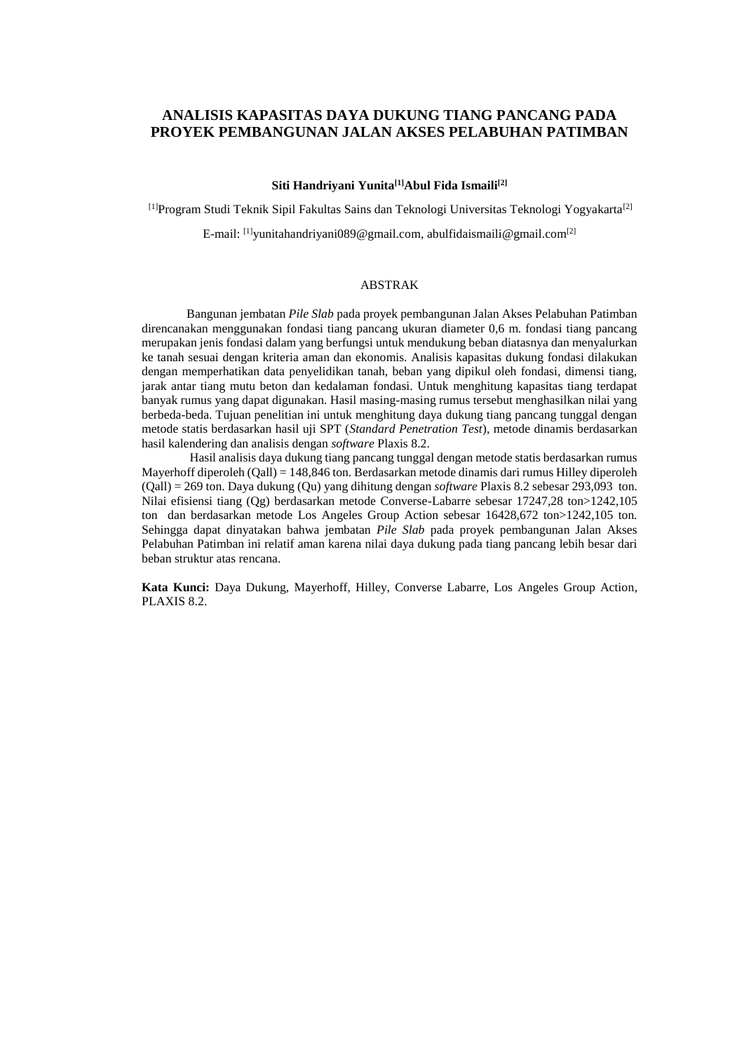# ANALISIS KAPASITAS DAYA DUKUNG TIANG PANCANG PADA PROYEK PEMBANGUNAN JALAN AKSES PELABUHAN PATIMBAN

**Siti Handriyani Yunita[1]Abul Fida Ismaili[2]**

[1]Program Studi Teknik Sipil Fakultas Sains dan Teknologi Universitas Teknologi Yogyakarta[2]

E-mail: [1]yunitahandriyani089@gmail.com, abulfidaismaili@gmail.com[2]

## ABSTRAK

Bangunan jembatan *Pile Slab* pada proyek pembangunan Jalan Akses Pelabuhan Patimban direncanakan menggunakan fondasi tiang pancang ukuran diameter 0,6 m. fondasi tiang pancang merupakan jenis fondasi dalam yang berfungsi untuk mendukung beban diatasnya dan menyalurkan ke tanah sesuai dengan kriteria aman dan ekonomis. Analisis kapasitas dukung fondasi dilakukan dengan memperhatikan data penyelidikan tanah, beban yang dipikul oleh fondasi, dimensi tiang, jarak antar tiang mutu beton dan kedalaman fondasi. Untuk menghitung kapasitas tiang terdapat banyak rumus yang dapat digunakan. Hasil masing-masing rumus tersebut menghasilkan nilai yang berbeda-beda. Tujuan penelitian ini untuk menghitung daya dukung tiang pancang tunggal dengan metode statis berdasarkan hasil uji SPT (*Standard Penetration Test*), metode dinamis berdasarkan hasil kalendering dan analisis dengan *software* Plaxis 8.2.

Hasil analisis daya dukung tiang pancang tunggal dengan metode statis berdasarkan rumus Mayerhoff diperoleh (Qall) = 148,846 ton. Berdasarkan metode dinamis dari rumus Hilley diperoleh (Qall) = 269 ton. Daya dukung (Qu) yang dihitung dengan *software* Plaxis 8.2 sebesar 293,093 ton. Nilai efisiensi tiang (Qg) berdasarkan metode Converse-Labarre sebesar 17247,28 ton>1242,105 ton dan berdasarkan metode Los Angeles Group Action sebesar 16428,672 ton>1242,105 ton. Sehingga dapat dinyatakan bahwa jembatan *Pile Slab* pada proyek pembangunan Jalan Akses Pelabuhan Patimban ini relatif aman karena nilai daya dukung pada tiang pancang lebih besar dari beban struktur atas rencana.

**Kata Kunci:** Daya Dukung, Mayerhoff, Hilley, Converse Labarre, Los Angeles Group Action, PLAXIS 8.2.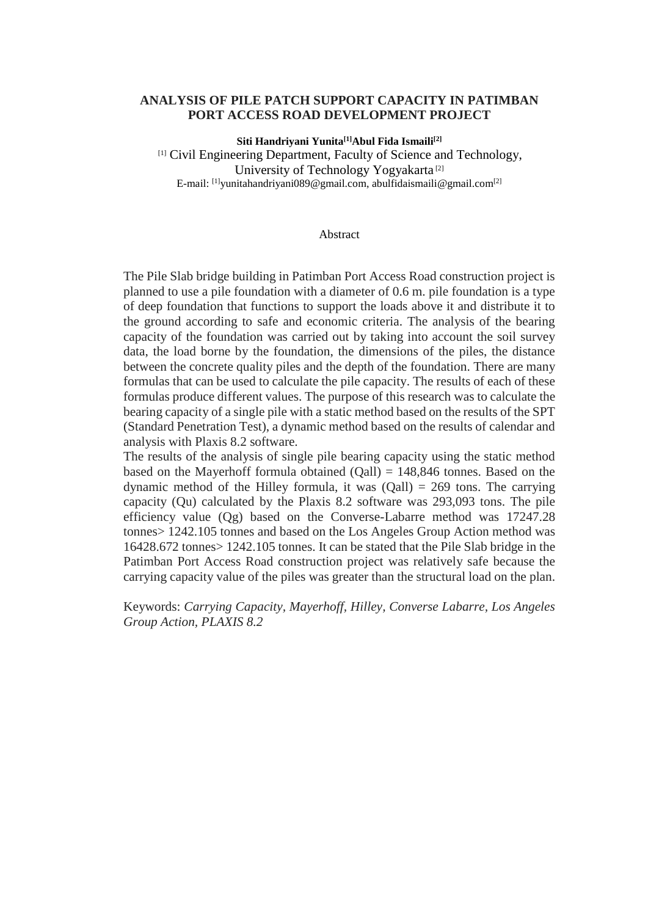# ANALYSIS OF PILE PATCH SUPPORT CAPACITY IN PATIMBAN PORT ACCESS ROAD DEVELOPMENT PROJECT

**Siti Handriyani Yunita[1] Abul Fida Ismaili[2]**

[1] Civil Engineering Department, Faculty of Science and Technology, University of Technology Yogyakarta [2]

E-mail: [1]yunitahandriyani089@gmail.com, abulfidaismaili@gmail.com[2]

## Abstract

The Pile Slab bridge building in Patimban Port Access Road construction project is planned to use a pile foundation with a diameter of 0.6 m. pile foundation is a type of deep foundation that functions to support the loads above it and distribute it to the ground according to safe and economic criteria. The analysis of the bearing capacity of the foundation was carried out by taking into account the soil survey data, the load borne by the foundation, the dimensions of the piles, the distance between the concrete quality piles and the depth of the foundation. There are many formulas that can be used to calculate the pile capacity. The results of each of these formulas produce different values. The purpose of this research was to calculate the bearing capacity of a single pile with a static method based on the results of the SPT (Standard Penetration Test), a dynamic method based on the results of calendar and analysis with Plaxis 8.2 software.

The results of the analysis of single pile bearing capacity using the static method based on the Mayerhoff formula obtained (Qall) = 148,846 tonnes. Based on the dynamic method of the Hilley formula, it was (Qall) = 269 tons. The carrying capacity (Qu) calculated by the Plaxis 8.2 software was 293,093 tons. The pile efficiency value (Qg) based on the Converse-Labarre method was 17247.28 tonnes> 1242.105 tonnes and based on the Los Angeles Group Action method was 16428.672 tonnes> 1242.105 tonnes. It can be stated that the Pile Slab bridge in the Patimban Port Access Road construction project was relatively safe because the carrying capacity value of the piles was greater than the structural load on the plan.

Keywords: *Carrying Capacity, Mayerhoff, Hilley, Converse Labarre, Los Angeles Group Action, PLAXIS 8.2*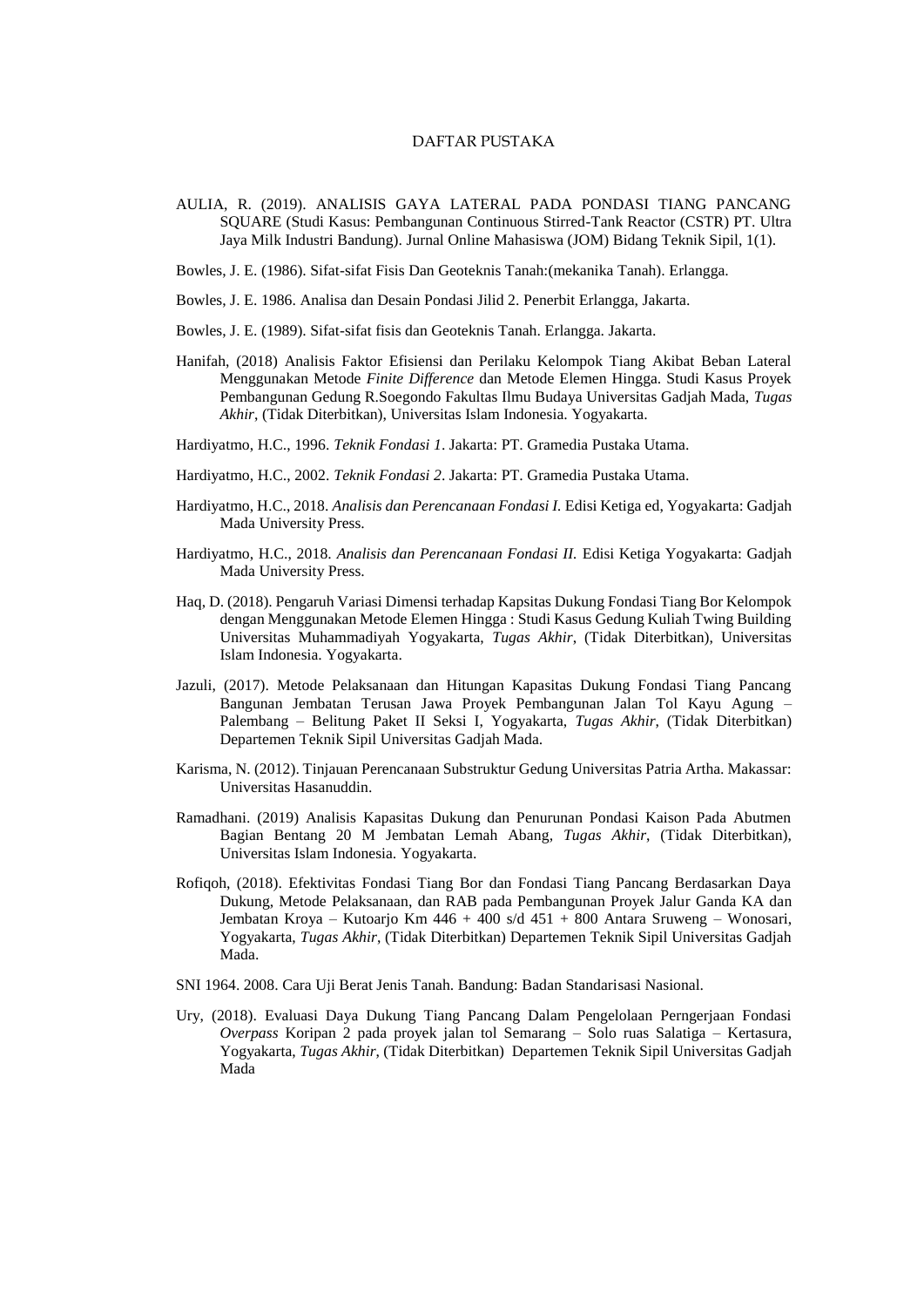# DAFTAR PUSTAKA

AULIA, R. (2019). ANALISIS GAYA LATERAL PADA PONDASI TIANG PANCANG SQUARE (Studi Kasus: Pembangunan Continuous Stirred-Tank Reactor (CSTR) PT. Ultra Jaya Milk Industri Bandung). Jurnal Online Mahasiswa (JOM) Bidang Teknik Sipil, 1(1).

Bowles, J. E. (1986). Sifat-sifat Fisis Dan Geoteknis Tanah:(mekanika Tanah). Erlangga.

Bowles, J. E. 1986. Analisa dan Desain Pondasi Jilid 2. Penerbit Erlangga, Jakarta.

Bowles, J. E. (1989). Sifat-sifat fisis dan Geoteknis Tanah. Erlangga. Jakarta.

Hanifah, (2018) Analisis Faktor Efisiensi dan Perilaku Kelompok Tiang Akibat Beban Lateral Menggunakan Metode *Finite Difference* dan Metode Elemen Hingga. Studi Kasus Proyek Pembangunan Gedung R.Soegondo Fakultas Ilmu Budaya Universitas Gadjah Mada, *Tugas Akhir*, (Tidak Diterbitkan), Universitas Islam Indonesia. Yogyakarta.

Hardiyatmo, H.C., 1996. *Teknik Fondasi 1*. Jakarta: PT. Gramedia Pustaka Utama.

Hardiyatmo, H.C., 2002. *Teknik Fondasi 2*. Jakarta: PT. Gramedia Pustaka Utama.

Hardiyatmo, H.C., 2018. *Analisis dan Perencanaan Fondasi I.* Edisi Ketiga ed, Yogyakarta: Gadjah Mada University Press.

Hardiyatmo, H.C., 2018. *Analisis dan Perencanaan Fondasi II.* Edisi Ketiga Yogyakarta: Gadjah Mada University Press.

Haq, D. (2018). Pengaruh Variasi Dimensi terhadap Kapsitas Dukung Fondasi Tiang Bor Kelompok dengan Menggunakan Metode Elemen Hingga : Studi Kasus Gedung Kuliah Twing Building Universitas Muhammadiyah Yogyakarta, *Tugas Akhir*, (Tidak Diterbitkan), Universitas Islam Indonesia. Yogyakarta.

Jazuli, (2017). Metode Pelaksanaan dan Hitungan Kapasitas Dukung Fondasi Tiang Pancang Bangunan Jembatan Terusan Jawa Proyek Pembangunan Jalan Tol Kayu Agung – Palembang – Belitung Paket II Seksi I, Yogyakarta, *Tugas Akhir*, (Tidak Diterbitkan) Departemen Teknik Sipil Universitas Gadjah Mada.

Karisma, N. (2012). Tinjauan Perencanaan Substruktur Gedung Universitas Patria Artha. Makassar: Universitas Hasanuddin.

Ramadhani. (2019) Analisis Kapasitas Dukung dan Penurunan Pondasi Kaison Pada Abutmen Bagian Bentang 20 M Jembatan Lemah Abang, *Tugas Akhir*, (Tidak Diterbitkan), Universitas Islam Indonesia. Yogyakarta.

Rofiqoh, (2018). Efektivitas Fondasi Tiang Bor dan Fondasi Tiang Pancang Berdasarkan Daya Dukung, Metode Pelaksanaan, dan RAB pada Pembangunan Proyek Jalur Ganda KA dan Jembatan Kroya – Kutoarjo Km 446 + 400 s/d 451 + 800 Antara Sruweng – Wonosari, Yogyakarta, *Tugas Akhir*, (Tidak Diterbitkan) Departemen Teknik Sipil Universitas Gadjah Mada.

SNI 1964. 2008. Cara Uji Berat Jenis Tanah. Bandung: Badan Standarisasi Nasional.

Ury, (2018). Evaluasi Daya Dukung Tiang Pancang Dalam Pengelolaan Perngerjaan Fondasi *Overpass* Koripan 2 pada proyek jalan tol Semarang – Solo ruas Salatiga – Kertasura, Yogyakarta, *Tugas Akhir*, (Tidak Diterbitkan) Departemen Teknik Sipil Universitas Gadjah Mada